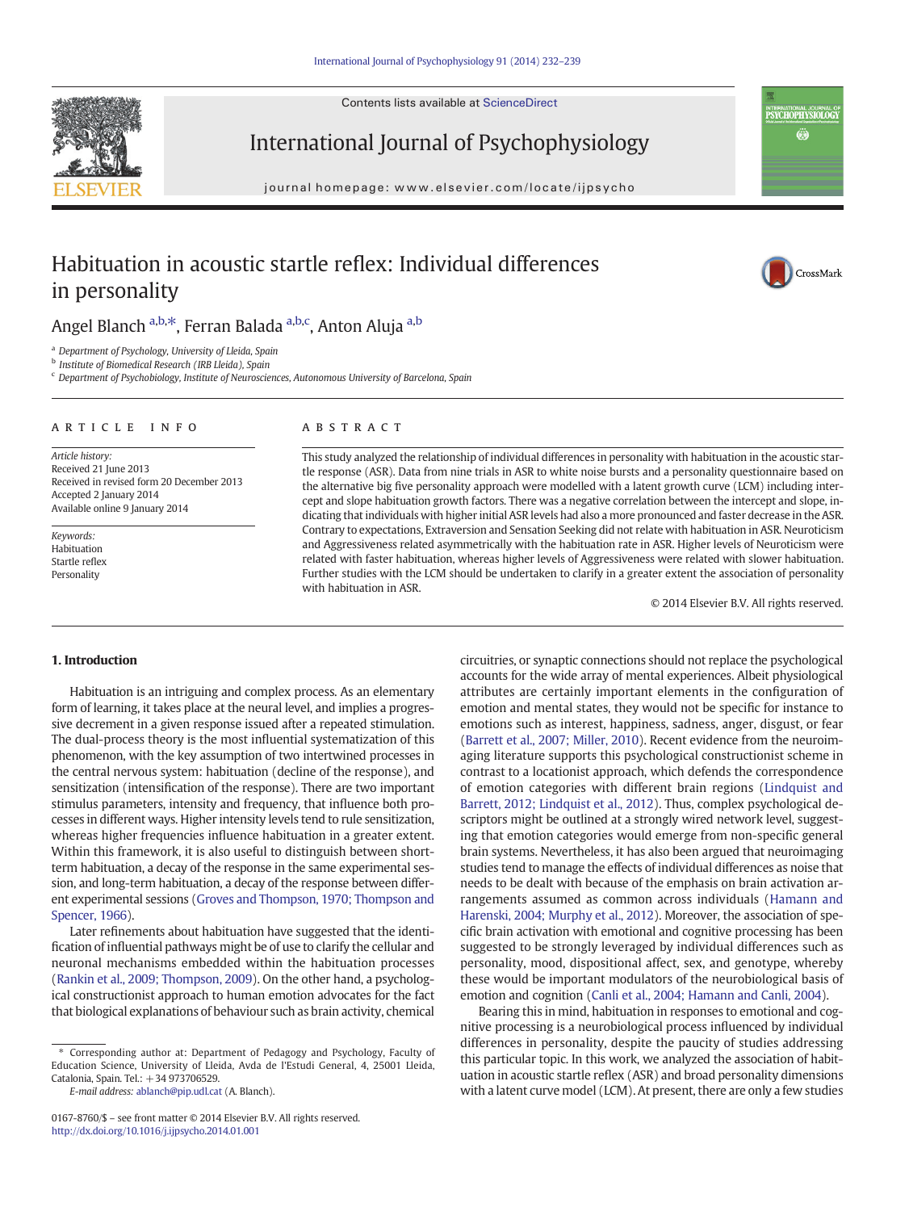# Habituation in acoustic startle reflex: Individual differences in personality

Angel Blanch [a,b,*], Ferran Balada [a,b,c], Anton Aluja [a,b]

[a] Department of Psychology, University of Lleida, Spain
[b] Institute of Biomedical Research (IRB Lleida), Spain
[c] Department of Psychobiology, Institute of Neurosciences, Autonomous University of Barcelona, Spain

ARTICLE INFO

*Article history:*
Received 21 June 2013
Received in revised form 20 December 2013
Accepted 2 January 2014
Available online 9 January 2014

*Keywords:*
Habituation
Startle reflex
Personality

ABSTRACT

This study analyzed the relationship of individual differences in personality with habituation in the acoustic startle response (ASR). Data from nine trials in ASR to white noise bursts and a personality questionnaire based on the alternative big five personality approach were modelled with a latent growth curve (LCM) including intercept and slope habituation growth factors. There was a negative correlation between the intercept and slope, indicating that individuals with higher initial ASR levels had also a more pronounced and faster decrease in the ASR. Contrary to expectations, Extraversion and Sensation Seeking did not relate with habituation in ASR. Neuroticism and Aggressiveness related asymmetrically with the habituation rate in ASR. Higher levels of Neuroticism were related with faster habituation, whereas higher levels of Aggressiveness were related with slower habituation. Further studies with the LCM should be undertaken to clarify in a greater extent the association of personality with habituation in ASR.

© 2014 Elsevier B.V. All rights reserved.

## 1. Introduction

Habituation is an intriguing and complex process. As an elementary form of learning, it takes place at the neural level, and implies a progressive decrement in a given response issued after a repeated stimulation. The dual-process theory is the most influential systematization of this phenomenon, with the key assumption of two intertwined processes in the central nervous system: habituation (decline of the response), and sensitization (intensification of the response). There are two important stimulus parameters, intensity and frequency, that influence both processes in different ways. Higher intensity levels tend to rule sensitization, whereas higher frequencies influence habituation in a greater extent. Within this framework, it is also useful to distinguish between short-term habituation, a decay of the response in the same experimental session, and long-term habituation, a decay of the response between different experimental sessions (Groves and Thompson, 1970; Thompson and Spencer, 1966).

Later refinements about habituation have suggested that the identification of influential pathways might be of use to clarify the cellular and neuronal mechanisms embedded within the habituation processes (Rankin et al., 2009; Thompson, 2009). On the other hand, a psychological constructionist approach to human emotion advocates for the fact that biological explanations of behaviour such as brain activity, chemical circuitries, or synaptic connections should not replace the psychological accounts for the wide array of mental experiences. Albeit physiological attributes are certainly important elements in the configuration of emotion and mental states, they would not be specific for instance to emotions such as interest, happiness, sadness, anger, disgust, or fear (Barrett et al., 2007; Miller, 2010). Recent evidence from the neuroimaging literature supports this psychological constructionist scheme in contrast to a locationist approach, which defends the correspondence of emotion categories with different brain regions (Lindquist and Barrett, 2012; Lindquist et al., 2012). Thus, complex psychological descriptors might be outlined at a strongly wired network level, suggesting that emotion categories would emerge from non-specific general brain systems. Nevertheless, it has also been argued that neuroimaging studies tend to manage the effects of individual differences as noise that needs to be dealt with because of the emphasis on brain activation arrangements assumed as common across individuals (Hamann and Harenski, 2004; Murphy et al., 2012). Moreover, the association of specific brain activation with emotional and cognitive processing has been suggested to be strongly leveraged by individual differences such as personality, mood, dispositional affect, sex, and genotype, whereby these would be important modulators of the neurobiological basis of emotion and cognition (Canli et al., 2004; Hamann and Canli, 2004).

Bearing this in mind, habituation in responses to emotional and cognitive processing is a neurobiological process influenced by individual differences in personality, despite the paucity of studies addressing this particular topic. In this work, we analyzed the association of habituation in acoustic startle reflex (ASR) and broad personality dimensions with a latent curve model (LCM). At present, there are only a few studies

---

\* Corresponding author at: Department of Pedagogy and Psychology, Faculty of Education Science, University of Lleida, Avda de l'Estudi General, 4, 25001 Lleida, Catalonia, Spain. Tel.: +34 973706529.
E-mail address: ablanch@pip.udl.cat (A. Blanch).

0167-8760/$ – see front matter © 2014 Elsevier B.V. All rights reserved.
http://dx.doi.org/10.1016/j.ijpsycho.2014.01.001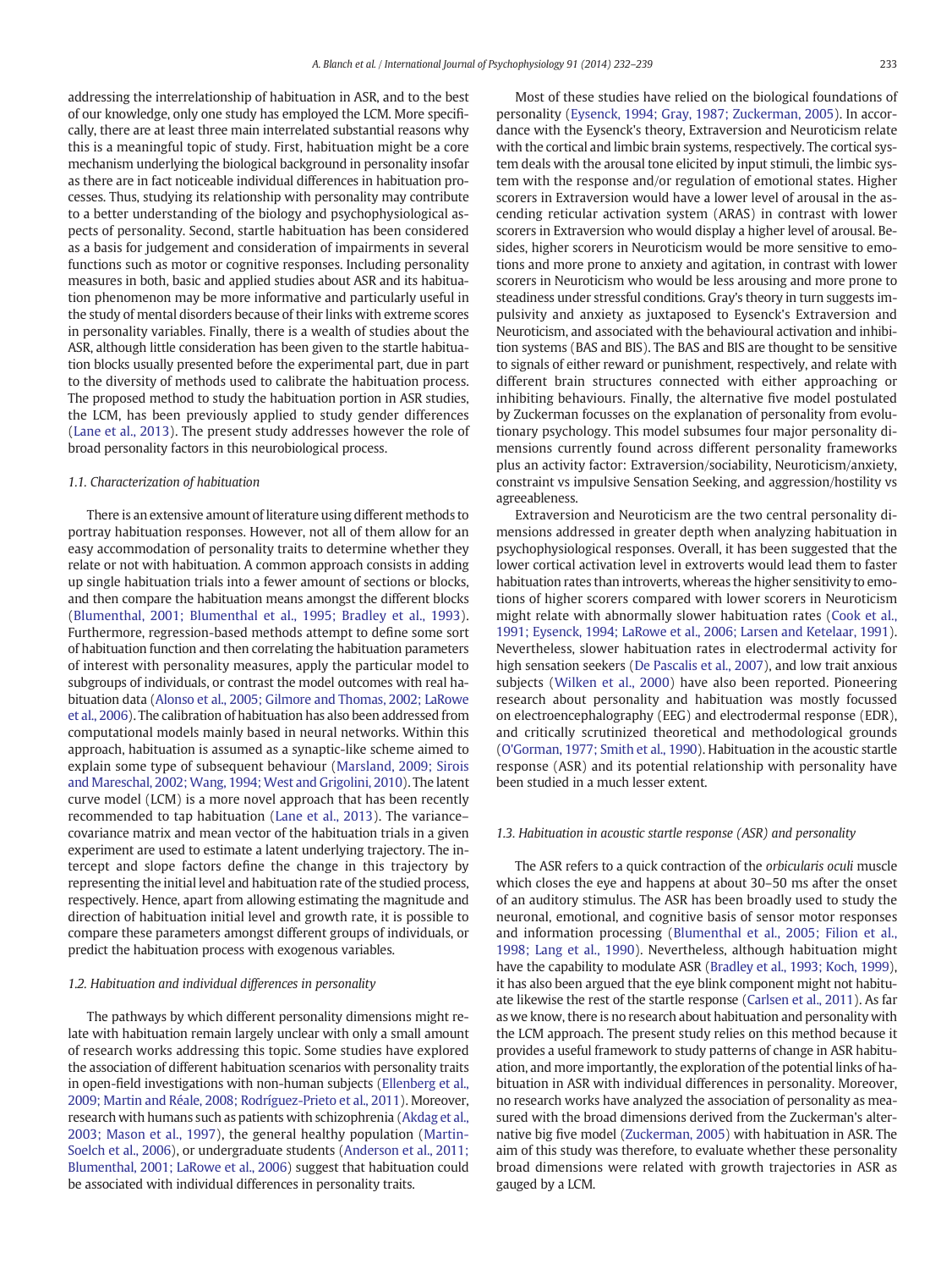addressing the interrelationship of habituation in ASR, and to the best of our knowledge, only one study has employed the LCM. More specifically, there are at least three main interrelated substantial reasons why this is a meaningful topic of study. First, habituation might be a core mechanism underlying the biological background in personality insofar as there are in fact noticeable individual differences in habituation processes. Thus, studying its relationship with personality may contribute to a better understanding of the biology and psychophysiological aspects of personality. Second, startle habituation has been considered as a basis for judgement and consideration of impairments in several functions such as motor or cognitive responses. Including personality measures in both, basic and applied studies about ASR and its habituation phenomenon may be more informative and particularly useful in the study of mental disorders because of their links with extreme scores in personality variables. Finally, there is a wealth of studies about the ASR, although little consideration has been given to the startle habituation blocks usually presented before the experimental part, due in part to the diversity of methods used to calibrate the habituation process. The proposed method to study the habituation portion in ASR studies, the LCM, has been previously applied to study gender differences (Lane et al., 2013). The present study addresses however the role of broad personality factors in this neurobiological process.

### 1.1. Characterization of habituation

There is an extensive amount of literature using different methods to portray habituation responses. However, not all of them allow for an easy accommodation of personality traits to determine whether they relate or not with habituation. A common approach consists in adding up single habituation trials into a fewer amount of sections or blocks, and then compare the habituation means amongst the different blocks (Blumenthal, 2001; Blumenthal et al., 1995; Bradley et al., 1993). Furthermore, regression-based methods attempt to define some sort of habituation function and then correlating the habituation parameters of interest with personality measures, apply the particular model to subgroups of individuals, or contrast the model outcomes with real habituation data (Alonso et al., 2005; Gilmore and Thomas, 2002; LaRowe et al., 2006). The calibration of habituation has also been addressed from computational models mainly based in neural networks. Within this approach, habituation is assumed as a synaptic-like scheme aimed to explain some type of subsequent behaviour (Marsland, 2009; Sirois and Mareschal, 2002; Wang, 1994; West and Grigolini, 2010). The latent curve model (LCM) is a more novel approach that has been recently recommended to tap habituation (Lane et al., 2013). The variance–covariance matrix and mean vector of the habituation trials in a given experiment are used to estimate a latent underlying trajectory. The intercept and slope factors define the change in this trajectory by representing the initial level and habituation rate of the studied process, respectively. Hence, apart from allowing estimating the magnitude and direction of habituation initial level and growth rate, it is possible to compare these parameters amongst different groups of individuals, or predict the habituation process with exogenous variables.

### 1.2. Habituation and individual differences in personality

The pathways by which different personality dimensions might relate with habituation remain largely unclear with only a small amount of research works addressing this topic. Some studies have explored the association of different habituation scenarios with personality traits in open-field investigations with non-human subjects (Ellenberg et al., 2009; Martin and Réale, 2008; Rodríguez-Prieto et al., 2011). Moreover, research with humans such as patients with schizophrenia (Akdag et al., 2003; Mason et al., 1997), the general healthy population (Martin-Soelch et al., 2006), or undergraduate students (Anderson et al., 2011; Blumenthal, 2001; LaRowe et al., 2006) suggest that habituation could be associated with individual differences in personality traits.

Most of these studies have relied on the biological foundations of personality (Eysenck, 1994; Gray, 1987; Zuckerman, 2005). In accordance with the Eysenck's theory, Extraversion and Neuroticism relate with the cortical and limbic brain systems, respectively. The cortical system deals with the arousal tone elicited by input stimuli, the limbic system with the response and/or regulation of emotional states. Higher scorers in Extraversion would have a lower level of arousal in the ascending reticular activation system (ARAS) in contrast with lower scorers in Extraversion who would display a higher level of arousal. Besides, higher scorers in Neuroticism would be more sensitive to emotions and more prone to anxiety and agitation, in contrast with lower scorers in Neuroticism who would be less arousing and more prone to steadiness under stressful conditions. Gray's theory in turn suggests impulsivity and anxiety as juxtaposed to Eysenck's Extraversion and Neuroticism, and associated with the behavioural activation and inhibition systems (BAS and BIS). The BAS and BIS are thought to be sensitive to signals of either reward or punishment, respectively, and relate with different brain structures connected with either approaching or inhibiting behaviours. Finally, the alternative five model postulated by Zuckerman focusses on the explanation of personality from evolutionary psychology. This model subsumes four major personality dimensions currently found across different personality frameworks plus an activity factor: Extraversion/sociability, Neuroticism/anxiety, constraint vs impulsive Sensation Seeking, and aggression/hostility vs agreeableness.

Extraversion and Neuroticism are the two central personality dimensions addressed in greater depth when analyzing habituation in psychophysiological responses. Overall, it has been suggested that the lower cortical activation level in extroverts would lead them to faster habituation rates than introverts, whereas the higher sensitivity to emotions of higher scorers compared with lower scorers in Neuroticism might relate with abnormally slower habituation rates (Cook et al., 1991; Eysenck, 1994; LaRowe et al., 2006; Larsen and Ketelaar, 1991). Nevertheless, slower habituation rates in electrodermal activity for high sensation seekers (De Pascalis et al., 2007), and low trait anxious subjects (Wilken et al., 2000) have also been reported. Pioneering research about personality and habituation was mostly focussed on electroencephalography (EEG) and electrodermal response (EDR), and critically scrutinized theoretical and methodological grounds (O'Gorman, 1977; Smith et al., 1990). Habituation in the acoustic startle response (ASR) and its potential relationship with personality have been studied in a much lesser extent.

### 1.3. Habituation in acoustic startle response (ASR) and personality

The ASR refers to a quick contraction of the *orbicularis oculi* muscle which closes the eye and happens at about 30–50 ms after the onset of an auditory stimulus. The ASR has been broadly used to study the neuronal, emotional, and cognitive basis of sensor motor responses and information processing (Blumenthal et al., 2005; Filion et al., 1998; Lang et al., 1990). Nevertheless, although habituation might have the capability to modulate ASR (Bradley et al., 1993; Koch, 1999), it has also been argued that the eye blink component might not habituate likewise the rest of the startle response (Carlsen et al., 2011). As far as we know, there is no research about habituation and personality with the LCM approach. The present study relies on this method because it provides a useful framework to study patterns of change in ASR habituation, and more importantly, the exploration of the potential links of habituation in ASR with individual differences in personality. Moreover, no research works have analyzed the association of personality as measured with the broad dimensions derived from the Zuckerman's alternative big five model (Zuckerman, 2005) with habituation in ASR. The aim of this study was therefore, to evaluate whether these personality broad dimensions were related with growth trajectories in ASR as gauged by a LCM.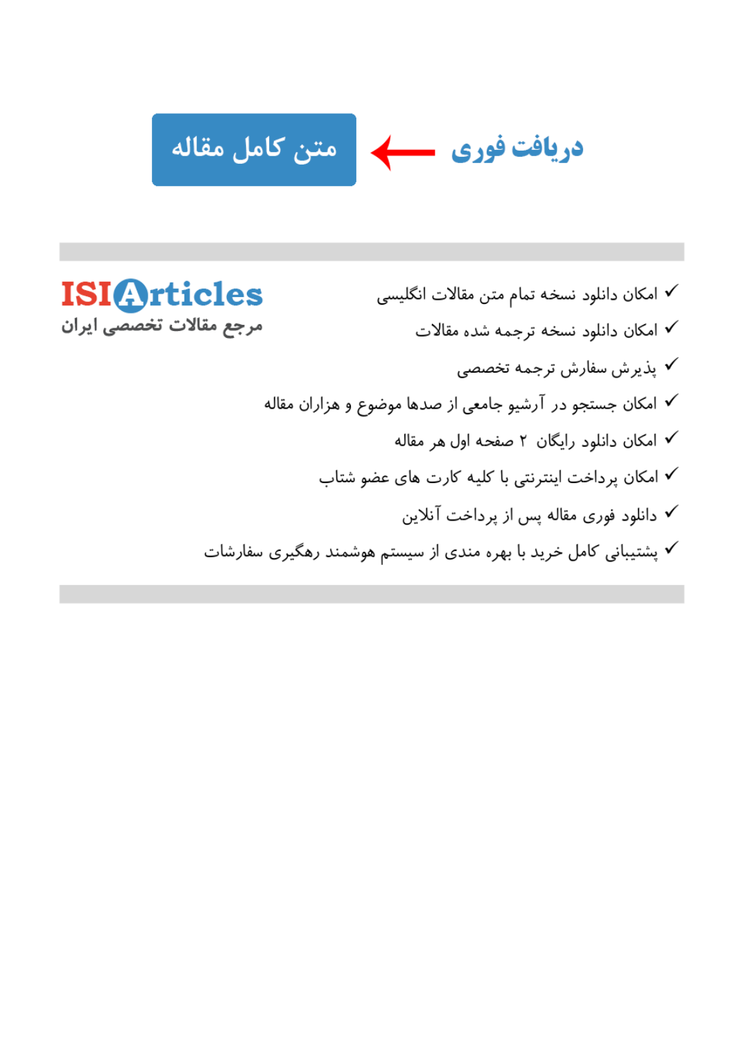دریافت فوری ← متن کامل مقاله

**ISIArticles**
مرجع مقالات تخصصی ایران

- ✓ امکان دانلود نسخه تمام متن مقالات انگلیسی
- ✓ امکان دانلود نسخه ترجمه شده مقالات
- ✓ پذیرش سفارش ترجمه تخصصی
- ✓ امکان جستجو در آرشیو جامعی از صدها موضوع و هزاران مقاله
- ✓ امکان دانلود رایگان ۲ صفحه اول هر مقاله
- ✓ امکان پرداخت اینترنتی با کلیه کارت های عضو شتاب
- ✓ دانلود فوری مقاله پس از پرداخت آنلاین
- ✓ پشتیبانی کامل خرید با بهره مندی از سیستم هوشمند رهگیری سفارشات